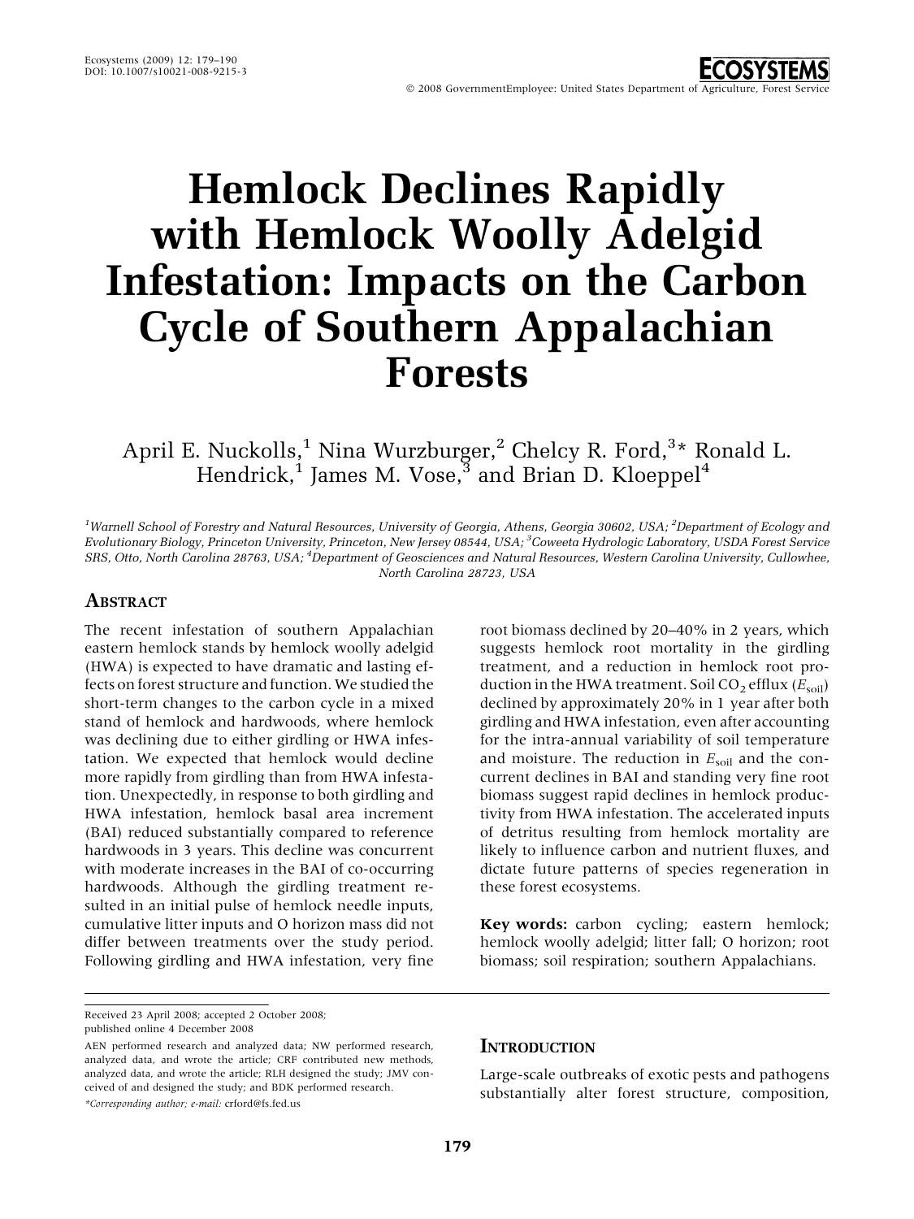# Hemlock Declines Rapidly with Hemlock Woolly Adelgid Infestation: Impacts on the Carbon Cycle of Southern Appalachian Forests

April E. Nuckolls,[1] Nina Wurzburger,[2] Chelcy R. Ford,[3]* Ronald L. Hendrick,[1] James M. Vose,[3] and Brian D. Kloeppel[4]

[1]Warnell School of Forestry and Natural Resources, University of Georgia, Athens, Georgia 30602, USA; [2]Department of Ecology and Evolutionary Biology, Princeton University, Princeton, New Jersey 08544, USA; [3]Coweeta Hydrologic Laboratory, USDA Forest Service SRS, Otto, North Carolina 28763, USA; [4]Department of Geosciences and Natural Resources, Western Carolina University, Cullowhee, North Carolina 28723, USA

## Abstract

The recent infestation of southern Appalachian eastern hemlock stands by hemlock woolly adelgid (HWA) is expected to have dramatic and lasting effects on forest structure and function. We studied the short-term changes to the carbon cycle in a mixed stand of hemlock and hardwoods, where hemlock was declining due to either girdling or HWA infestation. We expected that hemlock would decline more rapidly from girdling than from HWA infestation. Unexpectedly, in response to both girdling and HWA infestation, hemlock basal area increment (BAI) reduced substantially compared to reference hardwoods in 3 years. This decline was concurrent with moderate increases in the BAI of co-occurring hardwoods. Although the girdling treatment resulted in an initial pulse of hemlock needle inputs, cumulative litter inputs and O horizon mass did not differ between treatments over the study period. Following girdling and HWA infestation, very fine root biomass declined by 20–40% in 2 years, which suggests hemlock root mortality in the girdling treatment, and a reduction in hemlock root production in the HWA treatment. Soil $CO_2$ efflux ($E_{soil}$) declined by approximately 20% in 1 year after both girdling and HWA infestation, even after accounting for the intra-annual variability of soil temperature and moisture. The reduction in $E_{soil}$ and the concurrent declines in BAI and standing very fine root biomass suggest rapid declines in hemlock productivity from HWA infestation. The accelerated inputs of detritus resulting from hemlock mortality are likely to influence carbon and nutrient fluxes, and dictate future patterns of species regeneration in these forest ecosystems.

**Key words:** carbon cycling; eastern hemlock; hemlock woolly adelgid; litter fall; O horizon; root biomass; soil respiration; southern Appalachians.

Received 23 April 2008; accepted 2 October 2008; published online 4 December 2008

AEN performed research and analyzed data; NW performed research, analyzed data, and wrote the article; CRF contributed new methods, analyzed data, and wrote the article; RLH designed the study; JMV conceived of and designed the study; and BDK performed research.

*Corresponding author; e-mail: crford@fs.fed.us

## Introduction

Large-scale outbreaks of exotic pests and pathogens substantially alter forest structure, composition,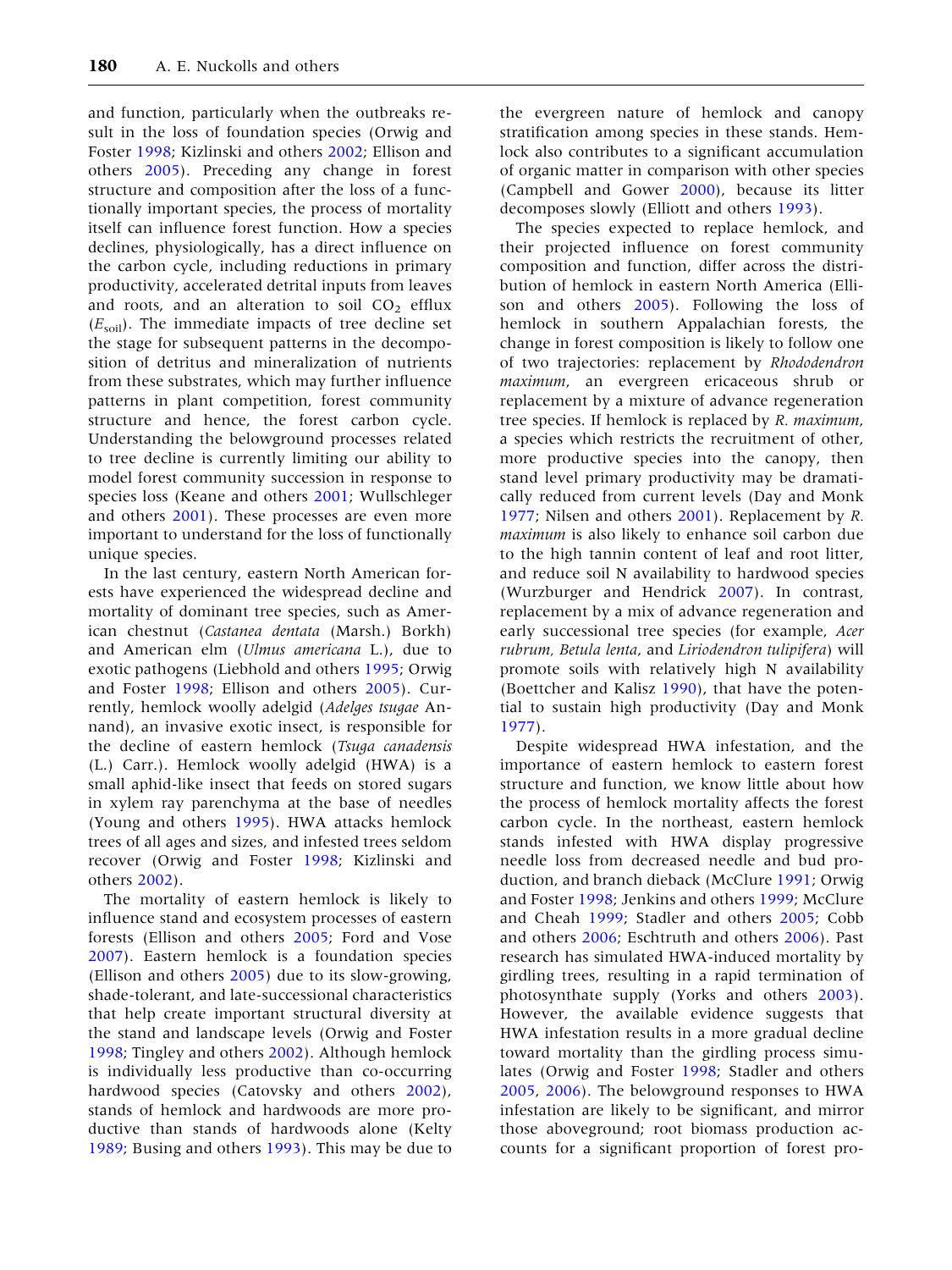and function, particularly when the outbreaks result in the loss of foundation species (Orwig and Foster 1998; Kizlinski and others 2002; Ellison and others 2005). Preceding any change in forest structure and composition after the loss of a functionally important species, the process of mortality itself can influence forest function. How a species declines, physiologically, has a direct influence on the carbon cycle, including reductions in primary productivity, accelerated detrital inputs from leaves and roots, and an alteration to soil $CO_2$ efflux ($E_{soil}$). The immediate impacts of tree decline set the stage for subsequent patterns in the decomposition of detritus and mineralization of nutrients from these substrates, which may further influence patterns in plant competition, forest community structure and hence, the forest carbon cycle. Understanding the belowground processes related to tree decline is currently limiting our ability to model forest community succession in response to species loss (Keane and others 2001; Wullschleger and others 2001). These processes are even more important to understand for the loss of functionally unique species.

In the last century, eastern North American forests have experienced the widespread decline and mortality of dominant tree species, such as American chestnut (*Castanea dentata* (Marsh.) Borkh) and American elm (*Ulmus americana* L.), due to exotic pathogens (Liebhold and others 1995; Orwig and Foster 1998; Ellison and others 2005). Currently, hemlock woolly adelgid (*Adelges tsugae* Annand), an invasive exotic insect, is responsible for the decline of eastern hemlock (*Tsuga canadensis* (L.) Carr.). Hemlock woolly adelgid (HWA) is a small aphid-like insect that feeds on stored sugars in xylem ray parenchyma at the base of needles (Young and others 1995). HWA attacks hemlock trees of all ages and sizes, and infested trees seldom recover (Orwig and Foster 1998; Kizlinski and others 2002).

The mortality of eastern hemlock is likely to influence stand and ecosystem processes of eastern forests (Ellison and others 2005; Ford and Vose 2007). Eastern hemlock is a foundation species (Ellison and others 2005) due to its slow-growing, shade-tolerant, and late-successional characteristics that help create important structural diversity at the stand and landscape levels (Orwig and Foster 1998; Tingley and others 2002). Although hemlock is individually less productive than co-occurring hardwood species (Catovsky and others 2002), stands of hemlock and hardwoods are more productive than stands of hardwoods alone (Kelty 1989; Busing and others 1993). This may be due to the evergreen nature of hemlock and canopy stratification among species in these stands. Hemlock also contributes to a significant accumulation of organic matter in comparison with other species (Campbell and Gower 2000), because its litter decomposes slowly (Elliott and others 1993).

The species expected to replace hemlock, and their projected influence on forest community composition and function, differ across the distribution of hemlock in eastern North America (Ellison and others 2005). Following the loss of hemlock in southern Appalachian forests, the change in forest composition is likely to follow one of two trajectories: replacement by *Rhododendron maximum*, an evergreen ericaceous shrub or replacement by a mixture of advance regeneration tree species. If hemlock is replaced by *R. maximum*, a species which restricts the recruitment of other, more productive species into the canopy, then stand level primary productivity may be dramatically reduced from current levels (Day and Monk 1977; Nilsen and others 2001). Replacement by *R. maximum* is also likely to enhance soil carbon due to the high tannin content of leaf and root litter, and reduce soil N availability to hardwood species (Wurzburger and Hendrick 2007). In contrast, replacement by a mix of advance regeneration and early successional tree species (for example, *Acer rubrum, Betula lenta*, and *Liriodendron tulipifera*) will promote soils with relatively high N availability (Boettcher and Kalisz 1990), that have the potential to sustain high productivity (Day and Monk 1977).

Despite widespread HWA infestation, and the importance of eastern hemlock to eastern forest structure and function, we know little about how the process of hemlock mortality affects the forest carbon cycle. In the northeast, eastern hemlock stands infested with HWA display progressive needle loss from decreased needle and bud production, and branch dieback (McClure 1991; Orwig and Foster 1998; Jenkins and others 1999; McClure and Cheah 1999; Stadler and others 2005; Cobb and others 2006; Eschtruth and others 2006). Past research has simulated HWA-induced mortality by girdling trees, resulting in a rapid termination of photosynthate supply (Yorks and others 2003). However, the available evidence suggests that HWA infestation results in a more gradual decline toward mortality than the girdling process simulates (Orwig and Foster 1998; Stadler and others 2005, 2006). The belowground responses to HWA infestation are likely to be significant, and mirror those aboveground; root biomass production accounts for a significant proportion of forest pro-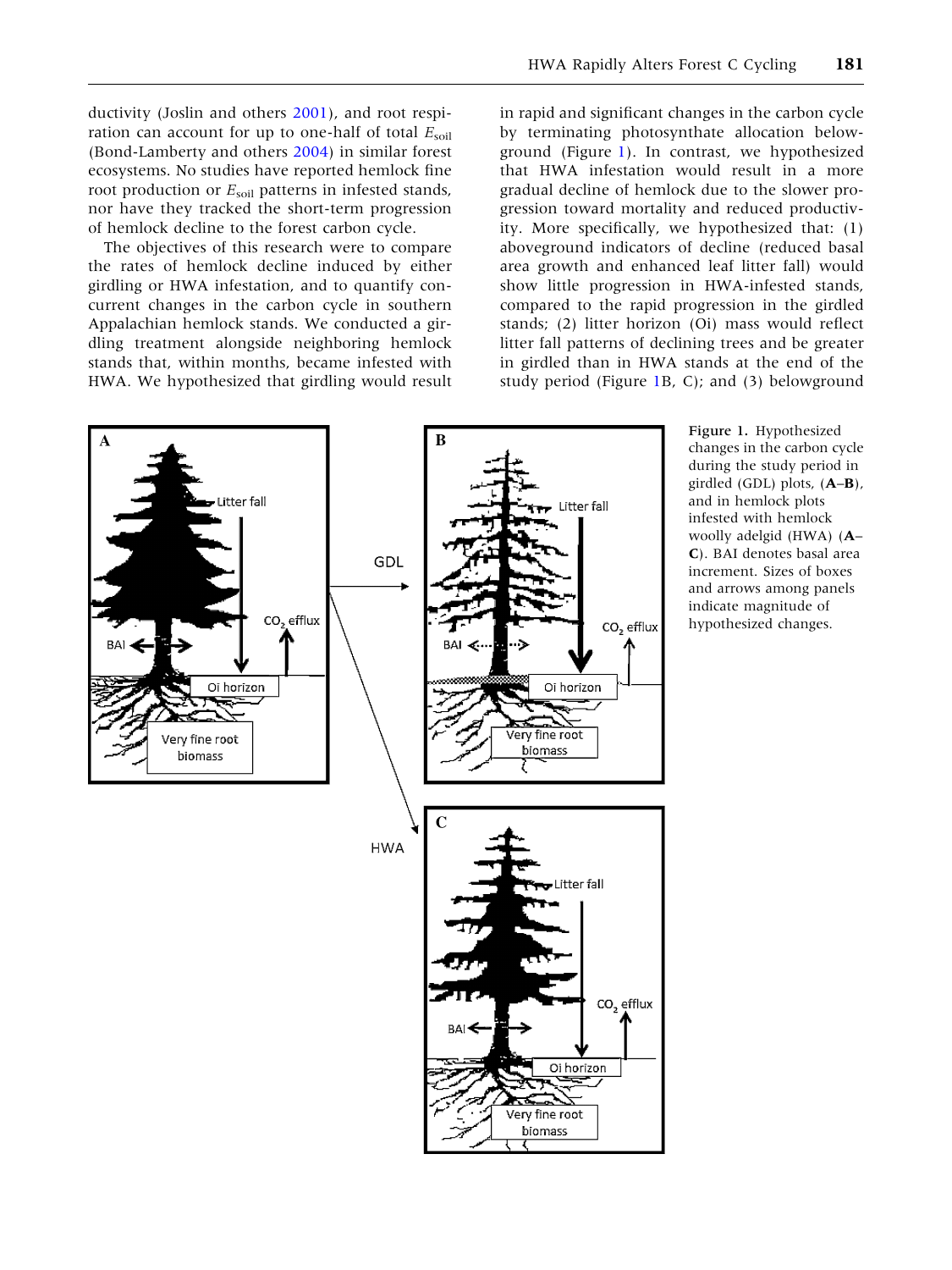ductivity (Joslin and others 2001), and root respiration can account for up to one-half of total $E_{soil}$ (Bond-Lamberty and others 2004) in similar forest ecosystems. No studies have reported hemlock fine root production or $E_{soil}$ patterns in infested stands, nor have they tracked the short-term progression of hemlock decline to the forest carbon cycle.

The objectives of this research were to compare the rates of hemlock decline induced by either girdling or HWA infestation, and to quantify concurrent changes in the carbon cycle in southern Appalachian hemlock stands. We conducted a girdling treatment alongside neighboring hemlock stands that, within months, became infested with HWA. We hypothesized that girdling would result in rapid and significant changes in the carbon cycle by terminating photosynthate allocation belowground (Figure 1). In contrast, we hypothesized that HWA infestation would result in a more gradual decline of hemlock due to the slower progression toward mortality and reduced productivity. More specifically, we hypothesized that: (1) aboveground indicators of decline (reduced basal area growth and enhanced leaf litter fall) would show little progression in HWA-infested stands, compared to the rapid progression in the girdled stands; (2) litter horizon (Oi) mass would reflect litter fall patterns of declining trees and be greater in girdled than in HWA stands at the end of the study period (Figure 1B, C); and (3) belowground

**Figure 1.** Hypothesized changes in the carbon cycle during the study period in girdled (GDL) plots, (**A**–**B**), and in hemlock plots infested with hemlock woolly adelgid (HWA) (**A**–**C**). BAI denotes basal area increment. Sizes of boxes and arrows among panels indicate magnitude of hypothesized changes.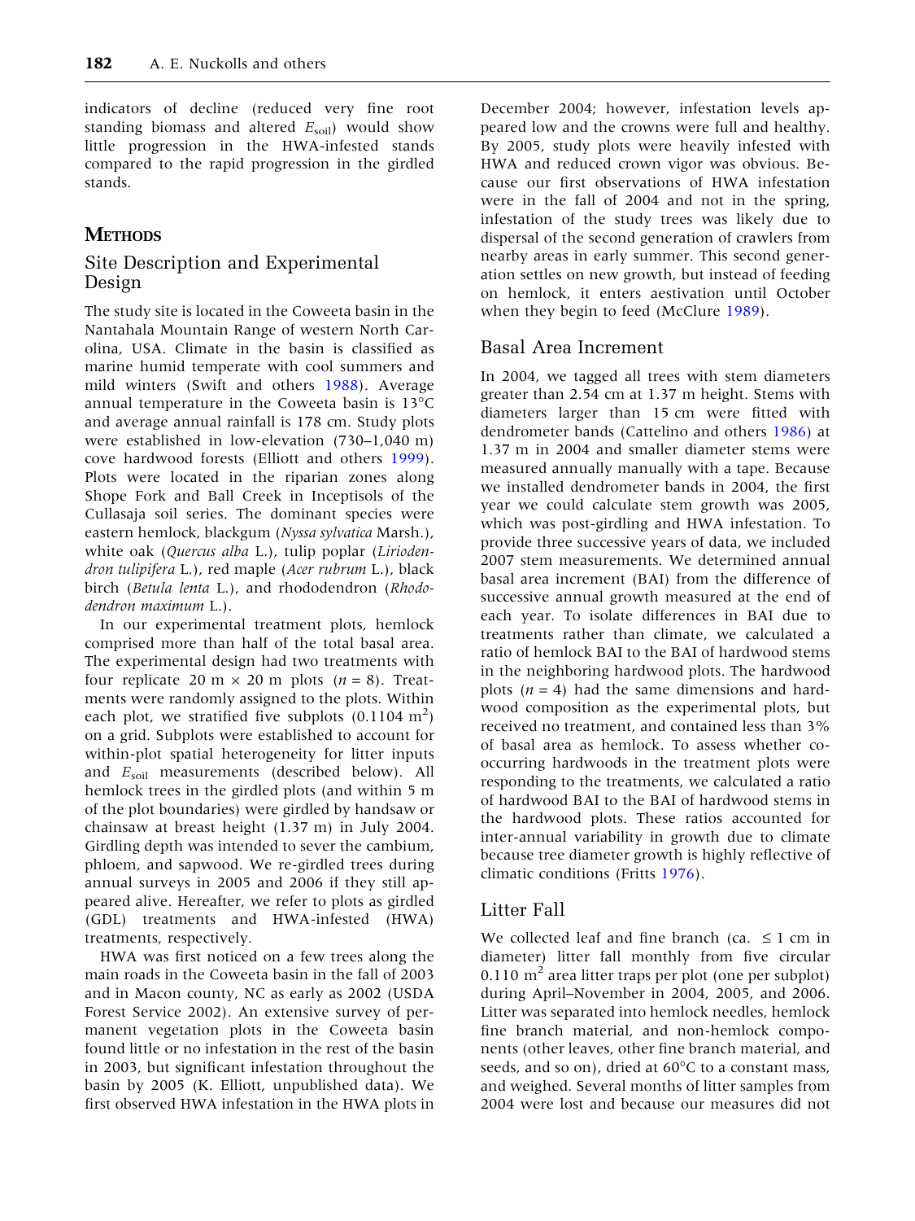indicators of decline (reduced very fine root standing biomass and altered $E_{soil}$) would show little progression in the HWA-infested stands compared to the rapid progression in the girdled stands.

## METHODS

### Site Description and Experimental Design

The study site is located in the Coweeta basin in the Nantahala Mountain Range of western North Carolina, USA. Climate in the basin is classified as marine humid temperate with cool summers and mild winters (Swift and others 1988). Average annual temperature in the Coweeta basin is 13°C and average annual rainfall is 178 cm. Study plots were established in low-elevation (730–1,040 m) cove hardwood forests (Elliott and others 1999). Plots were located in the riparian zones along Shope Fork and Ball Creek in Inceptisols of the Cullasaja soil series. The dominant species were eastern hemlock, blackgum (*Nyssa sylvatica* Marsh.), white oak (*Quercus alba* L.), tulip poplar (*Liriodendron tulipifera* L.), red maple (*Acer rubrum* L.), black birch (*Betula lenta* L.), and rhododendron (*Rhododendron maximum* L.).

In our experimental treatment plots, hemlock comprised more than half of the total basal area. The experimental design had two treatments with four replicate 20 m × 20 m plots ($n = 8$). Treatments were randomly assigned to the plots. Within each plot, we stratified five subplots (0.1104 $m^2$) on a grid. Subplots were established to account for within-plot spatial heterogeneity for litter inputs and $E_{soil}$ measurements (described below). All hemlock trees in the girdled plots (and within 5 m of the plot boundaries) were girdled by handsaw or chainsaw at breast height (1.37 m) in July 2004. Girdling depth was intended to sever the cambium, phloem, and sapwood. We re-girdled trees during annual surveys in 2005 and 2006 if they still appeared alive. Hereafter, we refer to plots as girdled (GDL) treatments and HWA-infested (HWA) treatments, respectively.

HWA was first noticed on a few trees along the main roads in the Coweeta basin in the fall of 2003 and in Macon county, NC as early as 2002 (USDA Forest Service 2002). An extensive survey of permanent vegetation plots in the Coweeta basin found little or no infestation in the rest of the basin in 2003, but significant infestation throughout the basin by 2005 (K. Elliott, unpublished data). We first observed HWA infestation in the HWA plots in December 2004; however, infestation levels appeared low and the crowns were full and healthy. By 2005, study plots were heavily infested with HWA and reduced crown vigor was obvious. Because our first observations of HWA infestation were in the fall of 2004 and not in the spring, infestation of the study trees was likely due to dispersal of the second generation of crawlers from nearby areas in early summer. This second generation settles on new growth, but instead of feeding on hemlock, it enters aestivation until October when they begin to feed (McClure 1989).

### Basal Area Increment

In 2004, we tagged all trees with stem diameters greater than 2.54 cm at 1.37 m height. Stems with diameters larger than 15 cm were fitted with dendrometer bands (Cattelino and others 1986) at 1.37 m in 2004 and smaller diameter stems were measured annually manually with a tape. Because we installed dendrometer bands in 2004, the first year we could calculate stem growth was 2005, which was post-girdling and HWA infestation. To provide three successive years of data, we included 2007 stem measurements. We determined annual basal area increment (BAI) from the difference of successive annual growth measured at the end of each year. To isolate differences in BAI due to treatments rather than climate, we calculated a ratio of hemlock BAI to the BAI of hardwood stems in the neighboring hardwood plots. The hardwood plots ($n = 4$) had the same dimensions and hardwood composition as the experimental plots, but received no treatment, and contained less than 3% of basal area as hemlock. To assess whether co-occurring hardwoods in the treatment plots were responding to the treatments, we calculated a ratio of hardwood BAI to the BAI of hardwood stems in the hardwood plots. These ratios accounted for inter-annual variability in growth due to climate because tree diameter growth is highly reflective of climatic conditions (Fritts 1976).

### Litter Fall

We collected leaf and fine branch (ca. ≤ 1 cm in diameter) litter fall monthly from five circular 0.110 $m^2$ area litter traps per plot (one per subplot) during April–November in 2004, 2005, and 2006. Litter was separated into hemlock needles, hemlock fine branch material, and non-hemlock components (other leaves, other fine branch material, and seeds, and so on), dried at 60°C to a constant mass, and weighed. Several months of litter samples from 2004 were lost and because our measures did not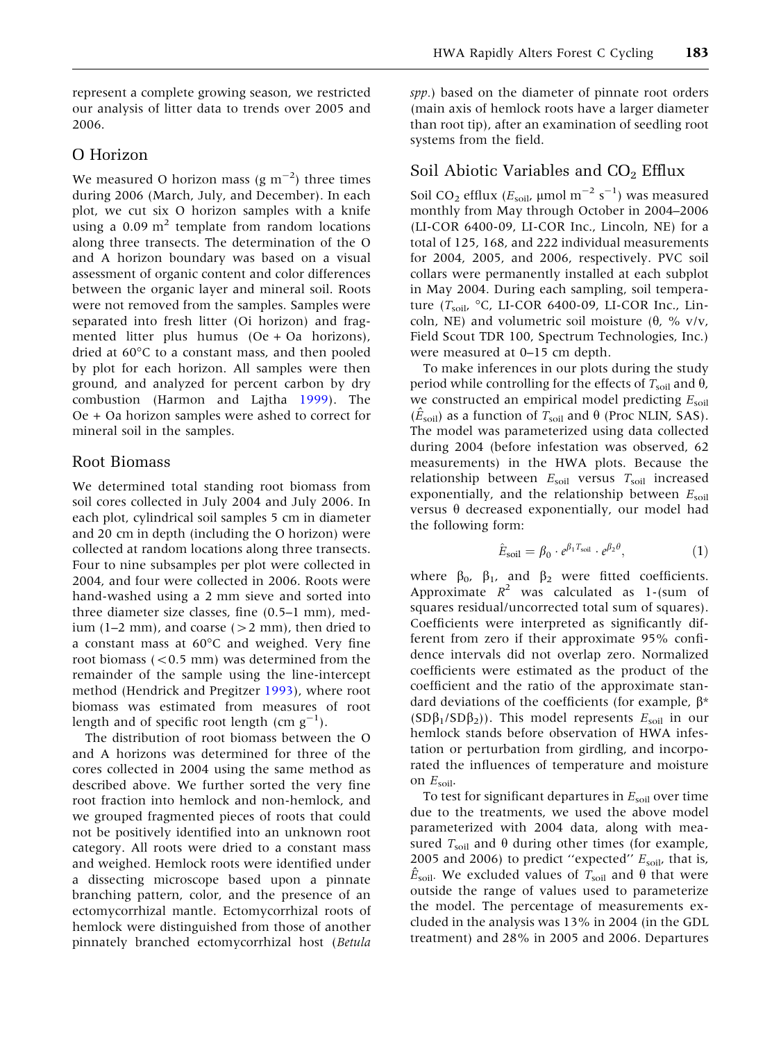represent a complete growing season, we restricted our analysis of litter data to trends over 2005 and 2006.

## O Horizon

We measured O horizon mass (g $m^{-2}$) three times during 2006 (March, July, and December). In each plot, we cut six O horizon samples with a knife using a 0.09 $m^2$ template from random locations along three transects. The determination of the O and A horizon boundary was based on a visual assessment of organic content and color differences between the organic layer and mineral soil. Roots were not removed from the samples. Samples were separated into fresh litter (Oi horizon) and fragmented litter plus humus (Oe + Oa horizons), dried at 60°C to a constant mass, and then pooled by plot for each horizon. All samples were then ground, and analyzed for percent carbon by dry combustion (Harmon and Lajtha 1999). The Oe + Oa horizon samples were ashed to correct for mineral soil in the samples.

## Root Biomass

We determined total standing root biomass from soil cores collected in July 2004 and July 2006. In each plot, cylindrical soil samples 5 cm in diameter and 20 cm in depth (including the O horizon) were collected at random locations along three transects. Four to nine subsamples per plot were collected in 2004, and four were collected in 2006. Roots were hand-washed using a 2 mm sieve and sorted into three diameter size classes, fine (0.5–1 mm), medium (1–2 mm), and coarse (>2 mm), then dried to a constant mass at 60°C and weighed. Very fine root biomass (<0.5 mm) was determined from the remainder of the sample using the line-intercept method (Hendrick and Pregitzer 1993), where root biomass was estimated from measures of root length and of specific root length (cm $g^{-1}$).

The distribution of root biomass between the O and A horizons was determined for three of the cores collected in 2004 using the same method as described above. We further sorted the very fine root fraction into hemlock and non-hemlock, and we grouped fragmented pieces of roots that could not be positively identified into an unknown root category. All roots were dried to a constant mass and weighed. Hemlock roots were identified under a dissecting microscope based upon a pinnate branching pattern, color, and the presence of an ectomycorrhizal mantle. Ectomycorrhizal roots of hemlock were distinguished from those of another pinnately branched ectomycorrhizal host (*Betula spp.*) based on the diameter of pinnate root orders (main axis of hemlock roots have a larger diameter than root tip), after an examination of seedling root systems from the field.

## Soil Abiotic Variables and $CO_2$ Efflux

Soil $CO_2$ efflux ($E_{soil}$, µmol $m^{-2}$ $s^{-1}$) was measured monthly from May through October in 2004–2006 (LI-COR 6400-09, LI-COR Inc., Lincoln, NE) for a total of 125, 168, and 222 individual measurements for 2004, 2005, and 2006, respectively. PVC soil collars were permanently installed at each subplot in May 2004. During each sampling, soil temperature ($T_{soil}$, °C, LI-COR 6400-09, LI-COR Inc., Lincoln, NE) and volumetric soil moisture (θ, % v/v, Field Scout TDR 100, Spectrum Technologies, Inc.) were measured at 0–15 cm depth.

To make inferences in our plots during the study period while controlling for the effects of $T_{soil}$ and θ, we constructed an empirical model predicting $E_{soil}$ ($\hat{E}_{soil}$) as a function of $T_{soil}$ and θ (Proc NLIN, SAS). The model was parameterized using data collected during 2004 (before infestation was observed, 62 measurements) in the HWA plots. Because the relationship between $E_{soil}$ versus $T_{soil}$ increased exponentially, and the relationship between $E_{soil}$ versus θ decreased exponentially, our model had the following form:

$$\hat{E}_{soil} = \beta_0 \cdot e^{\beta_1 T_{soil}} \cdot e^{\beta_2 \theta}, \quad (1)$$

where $\beta_0$, $\beta_1$, and $\beta_2$ were fitted coefficients. Approximate $R^2$ was calculated as 1-(sum of squares residual/uncorrected total sum of squares). Coefficients were interpreted as significantly different from zero if their approximate 95% confidence intervals did not overlap zero. Normalized coefficients were estimated as the product of the coefficient and the ratio of the approximate standard deviations of the coefficients (for example, $\beta^*$ $(SD\beta_1/SD\beta_2)$). This model represents $E_{soil}$ in our hemlock stands before observation of HWA infestation or perturbation from girdling, and incorporated the influences of temperature and moisture on $E_{soil}$.

To test for significant departures in $E_{soil}$ over time due to the treatments, we used the above model parameterized with 2004 data, along with measured $T_{soil}$ and θ during other times (for example, 2005 and 2006) to predict "expected" $E_{soil}$, that is, $\hat{E}_{soil}$. We excluded values of $T_{soil}$ and θ that were outside the range of values used to parameterize the model. The percentage of measurements excluded in the analysis was 13% in 2004 (in the GDL treatment) and 28% in 2005 and 2006. Departures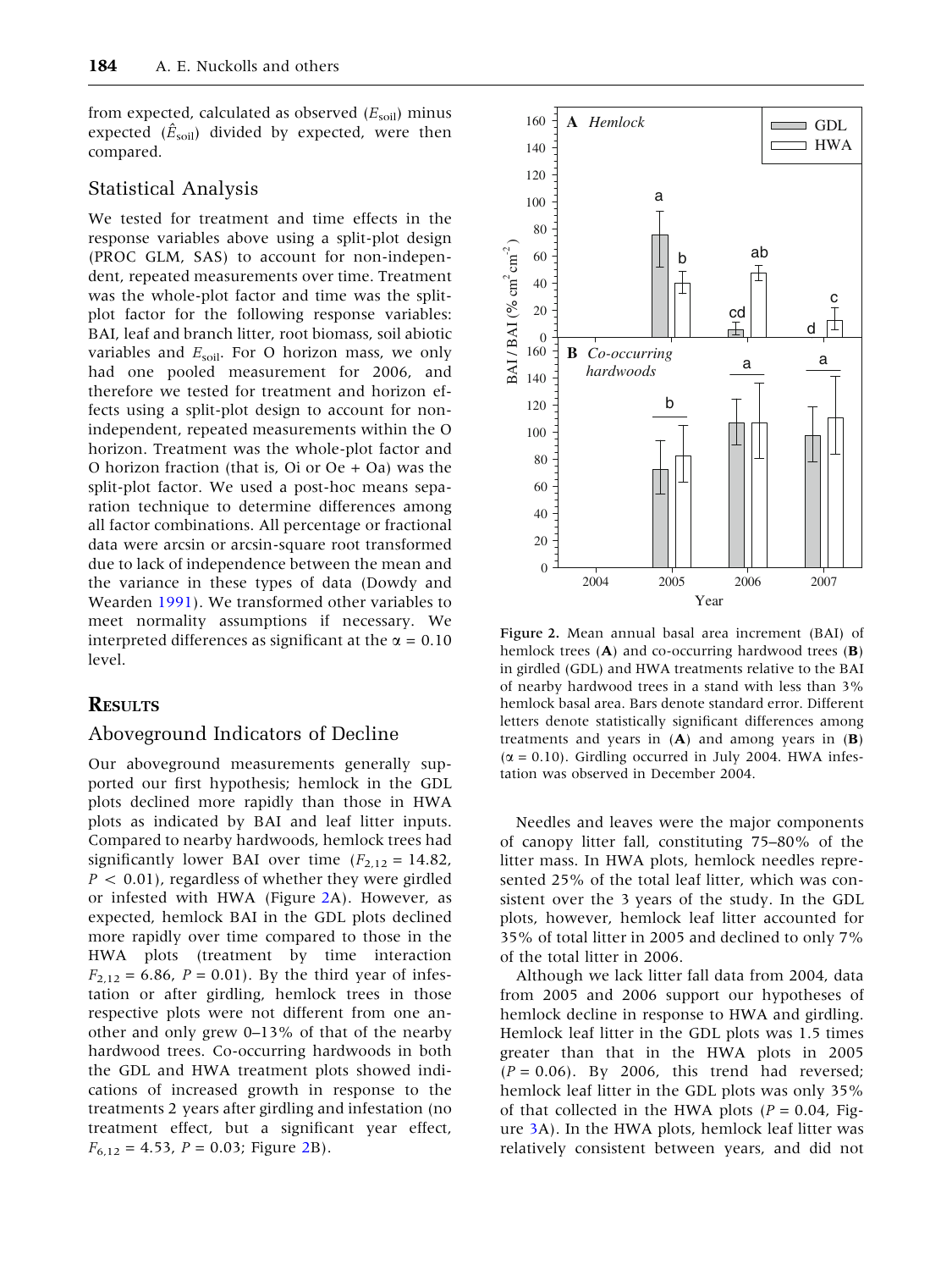from expected, calculated as observed ($E_{soil}$) minus expected ($\hat{E}_{soil}$) divided by expected, were then compared.

## Statistical Analysis

We tested for treatment and time effects in the response variables above using a split-plot design (PROC GLM, SAS) to account for non-independent, repeated measurements over time. Treatment was the whole-plot factor and time was the split-plot factor for the following response variables: BAI, leaf and branch litter, root biomass, soil abiotic variables and $E_{soil}$. For O horizon mass, we only had one pooled measurement for 2006, and therefore we tested for treatment and horizon effects using a split-plot design to account for non-independent, repeated measurements within the O horizon. Treatment was the whole-plot factor and O horizon fraction (that is, Oi or Oe + Oa) was the split-plot factor. We used a post-hoc means separation technique to determine differences among all factor combinations. All percentage or fractional data were arcsin or arcsin-square root transformed due to lack of independence between the mean and the variance in these types of data (Dowdy and Wearden 1991). We transformed other variables to meet normality assumptions if necessary. We interpreted differences as significant at the $\alpha = 0.10$ level.

# Results

## Aboveground Indicators of Decline

Our aboveground measurements generally supported our first hypothesis; hemlock in the GDL plots declined more rapidly than those in HWA plots as indicated by BAI and leaf litter inputs. Compared to nearby hardwoods, hemlock trees had significantly lower BAI over time ($F_{2,12} = 14.82$, $P < 0.01$), regardless of whether they were girdled or infested with HWA (Figure 2A). However, as expected, hemlock BAI in the GDL plots declined more rapidly over time compared to those in the HWA plots (treatment by time interaction $F_{2,12} = 6.86$, $P = 0.01$). By the third year of infestation or after girdling, hemlock trees in those respective plots were not different from one another and only grew 0–13% of that of the nearby hardwood trees. Co-occurring hardwoods in both the GDL and HWA treatment plots showed indications of increased growth in response to the treatments 2 years after girdling and infestation (no treatment effect, but a significant year effect, $F_{6,12} = 4.53$, $P = 0.03$; Figure 2B).

**Figure 2.** Mean annual basal area increment (BAI) of hemlock trees (**A**) and co-occurring hardwood trees (**B**) in girdled (GDL) and HWA treatments relative to the BAI of nearby hardwood trees in a stand with less than 3% hemlock basal area. Bars denote standard error. Different letters denote statistically significant differences among treatments and years in (**A**) and among years in (**B**) ($\alpha = 0.10$). Girdling occurred in July 2004. HWA infestation was observed in December 2004.

Needles and leaves were the major components of canopy litter fall, constituting 75–80% of the litter mass. In HWA plots, hemlock needles represented 25% of the total leaf litter, which was consistent over the 3 years of the study. In the GDL plots, however, hemlock leaf litter accounted for 35% of total litter in 2005 and declined to only 7% of the total litter in 2006.

Although we lack litter fall data from 2004, data from 2005 and 2006 support our hypotheses of hemlock decline in response to HWA and girdling. Hemlock leaf litter in the GDL plots was 1.5 times greater than that in the HWA plots in 2005 ($P = 0.06$). By 2006, this trend had reversed; hemlock leaf litter in the GDL plots was only 35% of that collected in the HWA plots ($P = 0.04$, Figure 3A). In the HWA plots, hemlock leaf litter was relatively consistent between years, and did not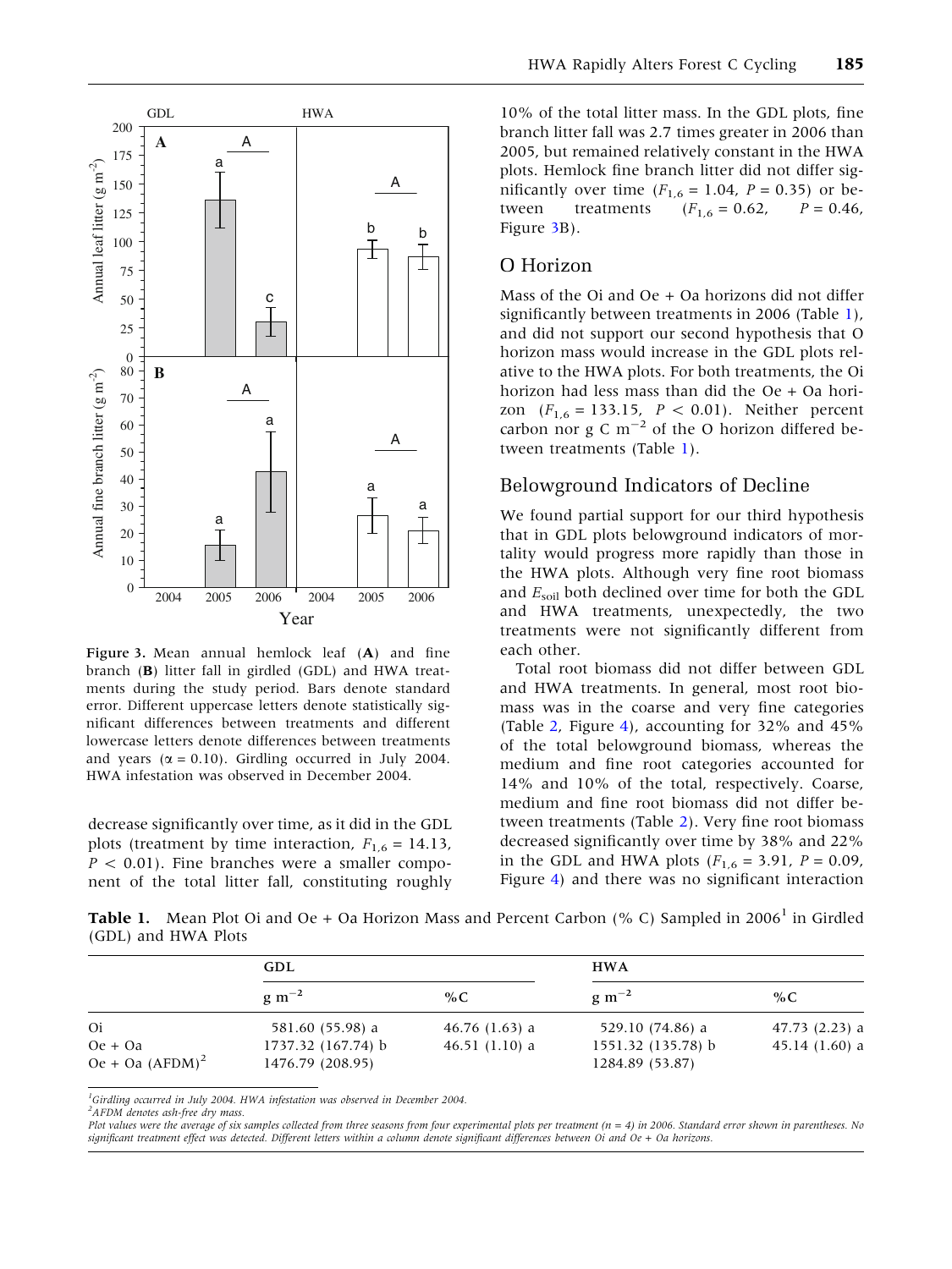Figure 3. Mean annual hemlock leaf (**A**) and fine branch (**B**) litter fall in girdled (GDL) and HWA treatments during the study period. Bars denote standard error. Different uppercase letters denote statistically significant differences between treatments and different lowercase letters denote differences between treatments and years ($\alpha = 0.10$). Girdling occurred in July 2004. HWA infestation was observed in December 2004.

decrease significantly over time, as it did in the GDL plots (treatment by time interaction, $F_{1,6} = 14.13$, $P < 0.01$). Fine branches were a smaller component of the total litter fall, constituting roughly 10% of the total litter mass. In the GDL plots, fine branch litter fall was 2.7 times greater in 2006 than 2005, but remained relatively constant in the HWA plots. Hemlock fine branch litter did not differ significantly over time ($F_{1,6} = 1.04$, $P = 0.35$) or between treatments ($F_{1,6} = 0.62$, $P = 0.46$, Figure 3B).

## O Horizon

Mass of the Oi and Oe + Oa horizons did not differ significantly between treatments in 2006 (Table 1), and did not support our second hypothesis that O horizon mass would increase in the GDL plots relative to the HWA plots. For both treatments, the Oi horizon had less mass than did the Oe + Oa horizon ($F_{1,6} = 133.15$, $P < 0.01$). Neither percent carbon nor g C $m^{-2}$ of the O horizon differed between treatments (Table 1).

## Belowground Indicators of Decline

We found partial support for our third hypothesis that in GDL plots belowground indicators of mortality would progress more rapidly than those in the HWA plots. Although very fine root biomass and $E_{soil}$ both declined over time for both the GDL and HWA treatments, unexpectedly, the two treatments were not significantly different from each other.

Total root biomass did not differ between GDL and HWA treatments. In general, most root biomass was in the coarse and very fine categories (Table 2, Figure 4), accounting for 32% and 45% of the total belowground biomass, whereas the medium and fine root categories accounted for 14% and 10% of the total, respectively. Coarse, medium and fine root biomass did not differ between treatments (Table 2). Very fine root biomass decreased significantly over time by 38% and 22% in the GDL and HWA plots ($F_{1,6} = 3.91$, $P = 0.09$, Figure 4) and there was no significant interaction

**Table 1.** Mean Plot Oi and Oe + Oa Horizon Mass and Percent Carbon (% C) Sampled in 2006[1] in Girdled (GDL) and HWA Plots

| | GDL | | HWA | |
|---|---|---|---|---|
| | g $m^{-2}$ | %C | g $m^{-2}$ | %C |
| Oi | 581.60 (55.98) a | 46.76 (1.63) a | 529.10 (74.86) a | 47.73 (2.23) a |
| Oe + Oa | 1737.32 (167.74) b | 46.51 (1.10) a | 1551.32 (135.78) b | 45.14 (1.60) a |
| Oe + Oa (AFDM)[2] | 1476.79 (208.95) | | 1284.89 (53.87) | |

[1]Girdling occurred in July 2004. HWA infestation was observed in December 2004.
[2]AFDM denotes ash-free dry mass.
Plot values were the average of six samples collected from three seasons from four experimental plots per treatment (n = 4) in 2006. Standard error shown in parentheses. No significant treatment effect was detected. Different letters within a column denote significant differences between Oi and Oe + Oa horizons.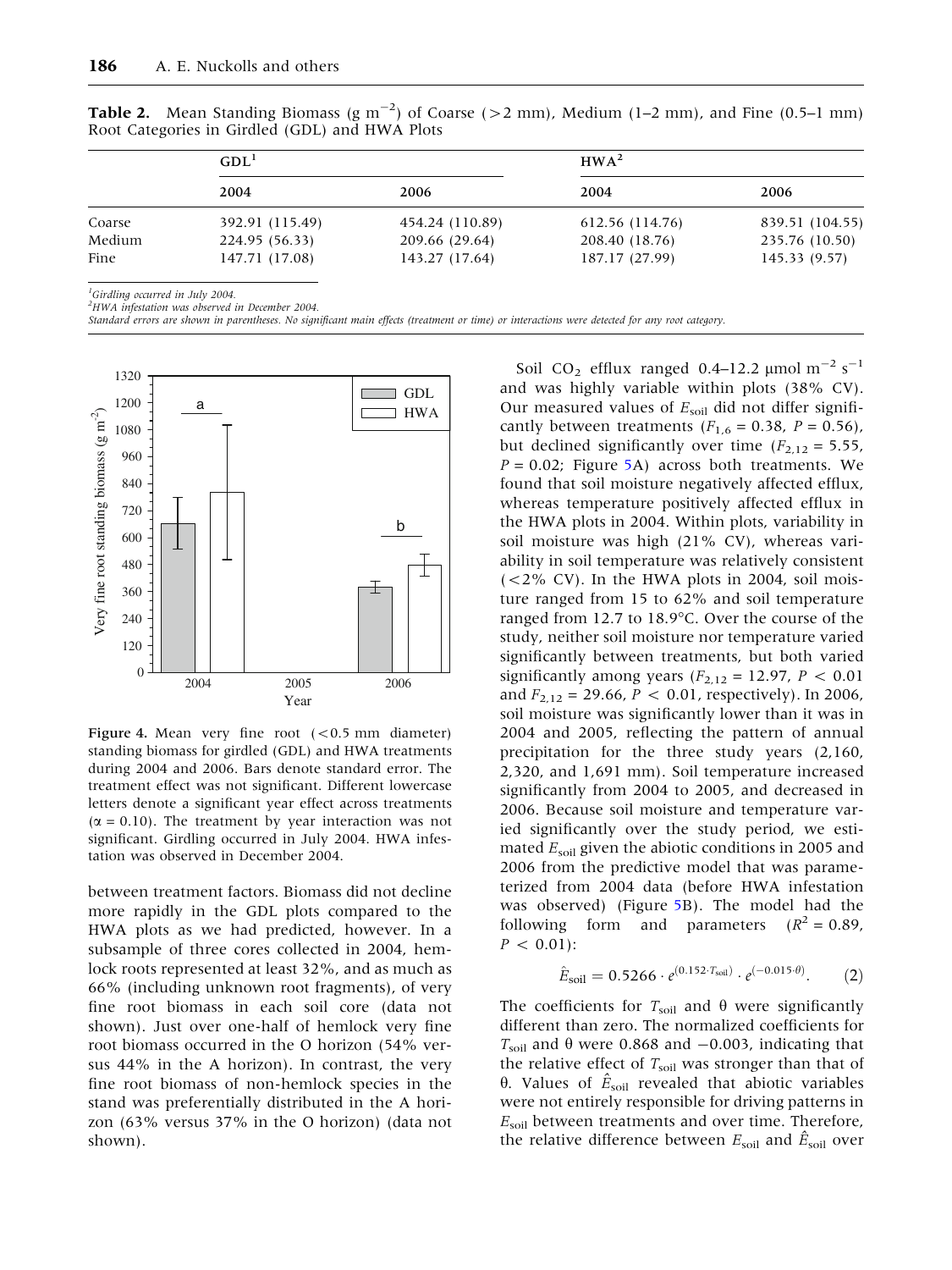**Table 2.** Mean Standing Biomass (g m$^{-2}$) of Coarse (>2 mm), Medium (1–2 mm), and Fine (0.5–1 mm) Root Categories in Girdled (GDL) and HWA Plots

| | GDL[1] | | HWA[2] | |
|---|---|---|---|---|
| | 2004 | 2006 | 2004 | 2006 |
| Coarse | 392.91 (115.49) | 454.24 (110.89) | 612.56 (114.76) | 839.51 (104.55) |
| Medium | 224.95 (56.33) | 209.66 (29.64) | 208.40 (18.76) | 235.76 (10.50) |
| Fine | 147.71 (17.08) | 143.27 (17.64) | 187.17 (27.99) | 145.33 (9.57) |

[1]*Girdling occurred in July 2004.*
[2]*HWA infestation was observed in December 2004.*
*Standard errors are shown in parentheses. No significant main effects (treatment or time) or interactions were detected for any root category.*

**Figure 4.** Mean very fine root (<0.5 mm diameter) standing biomass for girdled (GDL) and HWA treatments during 2004 and 2006. Bars denote standard error. The treatment effect was not significant. Different lowercase letters denote a significant year effect across treatments ($\alpha = 0.10$). The treatment by year interaction was not significant. Girdling occurred in July 2004. HWA infestation was observed in December 2004.

between treatment factors. Biomass did not decline more rapidly in the GDL plots compared to the HWA plots as we had predicted, however. In a subsample of three cores collected in 2004, hemlock roots represented at least 32%, and as much as 66% (including unknown root fragments), of very fine root biomass in each soil core (data not shown). Just over one-half of hemlock very fine root biomass occurred in the O horizon (54% versus 44% in the A horizon). In contrast, the very fine root biomass of non-hemlock species in the stand was preferentially distributed in the A horizon (63% versus 37% in the O horizon) (data not shown).

Soil $CO_2$ efflux ranged 0.4–12.2 μmol m$^{-2}$ s$^{-1}$ and was highly variable within plots (38% CV). Our measured values of $E_{soil}$ did not differ significantly between treatments ($F_{1,6} = 0.38$, $P = 0.56$), but declined significantly over time ($F_{2,12} = 5.55$, $P = 0.02$; Figure 5A) across both treatments. We found that soil moisture negatively affected efflux, whereas temperature positively affected efflux in the HWA plots in 2004. Within plots, variability in soil moisture was high (21% CV), whereas variability in soil temperature was relatively consistent (<2% CV). In the HWA plots in 2004, soil moisture ranged from 15 to 62% and soil temperature ranged from 12.7 to 18.9°C. Over the course of the study, neither soil moisture nor temperature varied significantly between treatments, but both varied significantly among years ($F_{2,12} = 12.97$, $P < 0.01$ and $F_{2,12} = 29.66$, $P < 0.01$, respectively). In 2006, soil moisture was significantly lower than it was in 2004 and 2005, reflecting the pattern of annual precipitation for the three study years (2,160, 2,320, and 1,691 mm). Soil temperature increased significantly from 2004 to 2005, and decreased in 2006. Because soil moisture and temperature varied significantly over the study period, we estimated $E_{soil}$ given the abiotic conditions in 2005 and 2006 from the predictive model that was parameterized from 2004 data (before HWA infestation was observed) (Figure 5B). The model had the following form and parameters ($R^2 = 0.89$, $P < 0.01$):

$$\hat{E}_{soil} = 0.5266 \cdot e^{(0.152 \cdot T_{soil})} \cdot e^{(-0.015 \cdot \theta)}. \qquad (2)$$

The coefficients for $T_{soil}$ and $\theta$ were significantly different than zero. The normalized coefficients for $T_{soil}$ and $\theta$ were 0.868 and −0.003, indicating that the relative effect of $T_{soil}$ was stronger than that of $\theta$. Values of $\hat{E}_{soil}$ revealed that abiotic variables were not entirely responsible for driving patterns in $E_{soil}$ between treatments and over time. Therefore, the relative difference between $E_{soil}$ and $\hat{E}_{soil}$ over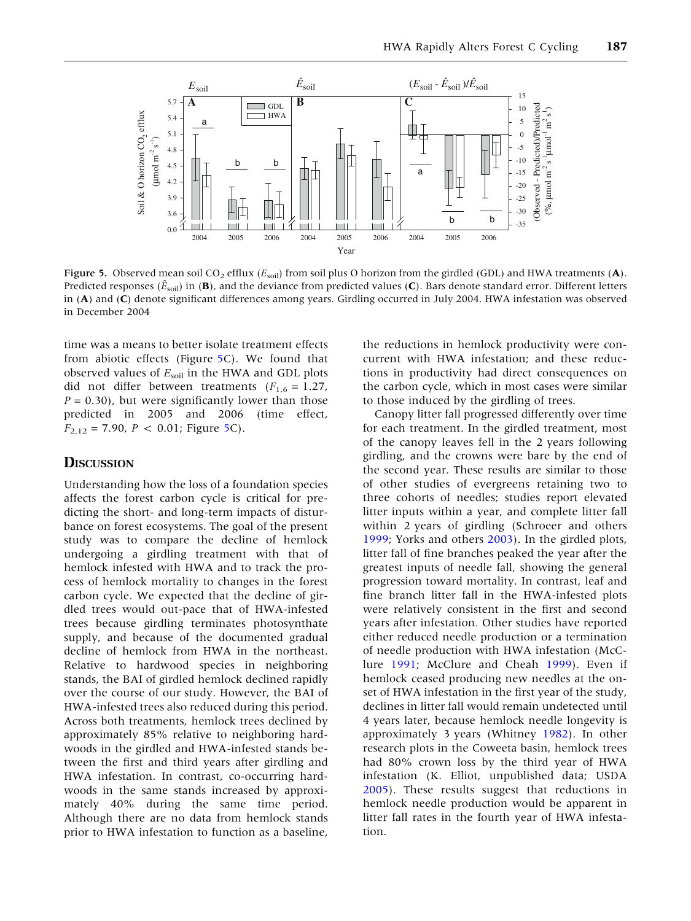$E_{soil}$

$\hat{E}_{soil}$

$(E_{soil} - \hat{E}_{soil})/\hat{E}_{soil}$

A

B

C

GDL

HWA

Soil & O horizon $CO_2$ efflux ($\mu$mol m$^{-2}$ s$^{-1}$)

(Observed - Predicted)/Predicted (%, $\mu$mol m$^{-2}$ s$^{-1}$/$\mu$mol m$^{-2}$ s$^{-1}$)

5.7

5.4

5.1

4.8

4.5

4.2

3.9

3.6

0.0

15

10

5

0

-5

-10

-15

-20

-25

-30

-35

a

b

b

a

b

b

2004

2005

2006

2004

2005

2006

2004

2005

2006

Year

**Figure 5.** Observed mean soil $CO_2$ efflux ($E_{soil}$) from soil plus O horizon from the girdled (GDL) and HWA treatments (**A**). Predicted responses ($\hat{E}_{soil}$) in (**B**), and the deviance from predicted values (**C**). Bars denote standard error. Different letters in (**A**) and (**C**) denote significant differences among years. Girdling occurred in July 2004. HWA infestation was observed in December 2004

time was a means to better isolate treatment effects from abiotic effects (Figure 5C). We found that observed values of $E_{soil}$ in the HWA and GDL plots did not differ between treatments ($F_{1,6} = 1.27$, $P = 0.30$), but were significantly lower than those predicted in 2005 and 2006 (time effect, $F_{2,12} = 7.90$, $P < 0.01$; Figure 5C).

## Discussion

Understanding how the loss of a foundation species affects the forest carbon cycle is critical for predicting the short- and long-term impacts of disturbance on forest ecosystems. The goal of the present study was to compare the decline of hemlock undergoing a girdling treatment with that of hemlock infested with HWA and to track the process of hemlock mortality to changes in the forest carbon cycle. We expected that the decline of girdled trees would out-pace that of HWA-infested trees because girdling terminates photosynthate supply, and because of the documented gradual decline of hemlock from HWA in the northeast. Relative to hardwood species in neighboring stands, the BAI of girdled hemlock declined rapidly over the course of our study. However, the BAI of HWA-infested trees also reduced during this period. Across both treatments, hemlock trees declined by approximately 85% relative to neighboring hardwoods in the girdled and HWA-infested stands between the first and third years after girdling and HWA infestation. In contrast, co-occurring hardwoods in the same stands increased by approximately 40% during the same time period. Although there are no data from hemlock stands prior to HWA infestation to function as a baseline, the reductions in hemlock productivity were concurrent with HWA infestation; and these reductions in productivity had direct consequences on the carbon cycle, which in most cases were similar to those induced by the girdling of trees.

Canopy litter fall progressed differently over time for each treatment. In the girdled treatment, most of the canopy leaves fell in the 2 years following girdling, and the crowns were bare by the end of the second year. These results are similar to those of other studies of evergreens retaining two to three cohorts of needles; studies report elevated litter inputs within a year, and complete litter fall within 2 years of girdling (Schroeer and others 1999; Yorks and others 2003). In the girdled plots, litter fall of fine branches peaked the year after the greatest inputs of needle fall, showing the general progression toward mortality. In contrast, leaf and fine branch litter fall in the HWA-infested plots were relatively consistent in the first and second years after infestation. Other studies have reported either reduced needle production or a termination of needle production with HWA infestation (McClure 1991; McClure and Cheah 1999). Even if hemlock ceased producing new needles at the onset of HWA infestation in the first year of the study, declines in litter fall would remain undetected until 4 years later, because hemlock needle longevity is approximately 3 years (Whitney 1982). In other research plots in the Coweeta basin, hemlock trees had 80% crown loss by the third year of HWA infestation (K. Elliot, unpublished data; USDA 2005). These results suggest that reductions in hemlock needle production would be apparent in litter fall rates in the fourth year of HWA infestation.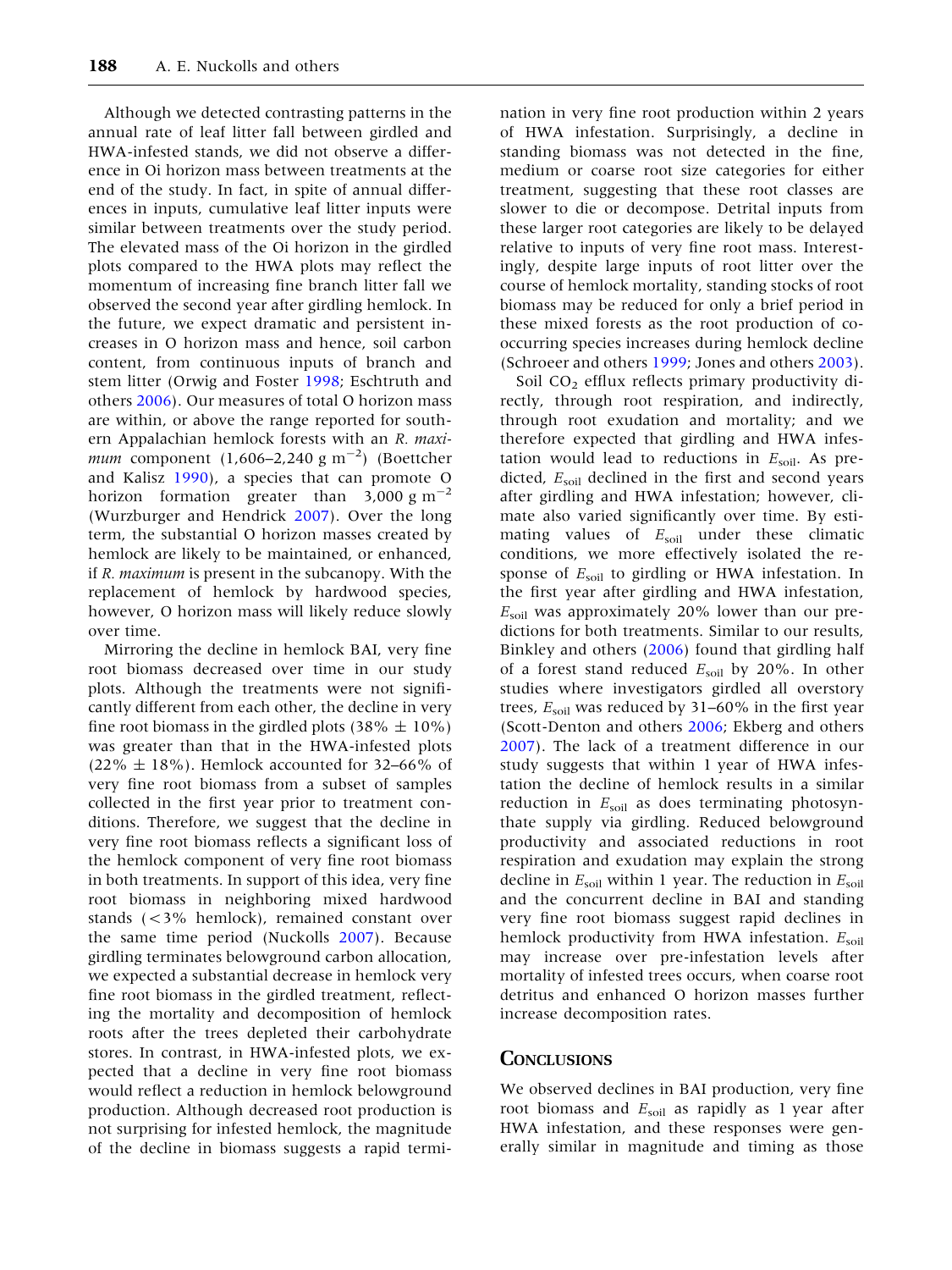Although we detected contrasting patterns in the annual rate of leaf litter fall between girdled and HWA-infested stands, we did not observe a difference in Oi horizon mass between treatments at the end of the study. In fact, in spite of annual differences in inputs, cumulative leaf litter inputs were similar between treatments over the study period. The elevated mass of the Oi horizon in the girdled plots compared to the HWA plots may reflect the momentum of increasing fine branch litter fall we observed the second year after girdling hemlock. In the future, we expect dramatic and persistent increases in O horizon mass and hence, soil carbon content, from continuous inputs of branch and stem litter (Orwig and Foster 1998; Eschtruth and others 2006). Our measures of total O horizon mass are within, or above the range reported for southern Appalachian hemlock forests with an *R. maximum* component (1,606–2,240 g $m^{-2}$) (Boettcher and Kalisz 1990), a species that can promote O horizon formation greater than 3,000 g $m^{-2}$ (Wurzburger and Hendrick 2007). Over the long term, the substantial O horizon masses created by hemlock are likely to be maintained, or enhanced, if *R. maximum* is present in the subcanopy. With the replacement of hemlock by hardwood species, however, O horizon mass will likely reduce slowly over time.

Mirroring the decline in hemlock BAI, very fine root biomass decreased over time in our study plots. Although the treatments were not significantly different from each other, the decline in very fine root biomass in the girdled plots (38% ± 10%) was greater than that in the HWA-infested plots (22% ± 18%). Hemlock accounted for 32–66% of very fine root biomass from a subset of samples collected in the first year prior to treatment conditions. Therefore, we suggest that the decline in very fine root biomass reflects a significant loss of the hemlock component of very fine root biomass in both treatments. In support of this idea, very fine root biomass in neighboring mixed hardwood stands (<3% hemlock), remained constant over the same time period (Nuckolls 2007). Because girdling terminates belowground carbon allocation, we expected a substantial decrease in hemlock very fine root biomass in the girdled treatment, reflecting the mortality and decomposition of hemlock roots after the trees depleted their carbohydrate stores. In contrast, in HWA-infested plots, we expected that a decline in very fine root biomass would reflect a reduction in hemlock belowground production. Although decreased root production is not surprising for infested hemlock, the magnitude of the decline in biomass suggests a rapid termination in very fine root production within 2 years of HWA infestation. Surprisingly, a decline in standing biomass was not detected in the fine, medium or coarse root size categories for either treatment, suggesting that these root classes are slower to die or decompose. Detrital inputs from these larger root categories are likely to be delayed relative to inputs of very fine root mass. Interestingly, despite large inputs of root litter over the course of hemlock mortality, standing stocks of root biomass may be reduced for only a brief period in these mixed forests as the root production of co-occurring species increases during hemlock decline (Schroeer and others 1999; Jones and others 2003).

Soil $CO_2$ efflux reflects primary productivity directly, through root respiration, and indirectly, through root exudation and mortality; and we therefore expected that girdling and HWA infestation would lead to reductions in $E_{soil}$. As predicted, $E_{soil}$ declined in the first and second years after girdling and HWA infestation; however, climate also varied significantly over time. By estimating values of $E_{soil}$ under these climatic conditions, we more effectively isolated the response of $E_{soil}$ to girdling or HWA infestation. In the first year after girdling and HWA infestation, $E_{soil}$ was approximately 20% lower than our predictions for both treatments. Similar to our results, Binkley and others (2006) found that girdling half of a forest stand reduced $E_{soil}$ by 20%. In other studies where investigators girdled all overstory trees, $E_{soil}$ was reduced by 31–60% in the first year (Scott-Denton and others 2006; Ekberg and others 2007). The lack of a treatment difference in our study suggests that within 1 year of HWA infestation the decline of hemlock results in a similar reduction in $E_{soil}$ as does terminating photosynthate supply via girdling. Reduced belowground productivity and associated reductions in root respiration and exudation may explain the strong decline in $E_{soil}$ within 1 year. The reduction in $E_{soil}$ and the concurrent decline in BAI and standing very fine root biomass suggest rapid declines in hemlock productivity from HWA infestation. $E_{soil}$ may increase over pre-infestation levels after mortality of infested trees occurs, when coarse root detritus and enhanced O horizon masses further increase decomposition rates.

## Conclusions

We observed declines in BAI production, very fine root biomass and $E_{soil}$ as rapidly as 1 year after HWA infestation, and these responses were generally similar in magnitude and timing as those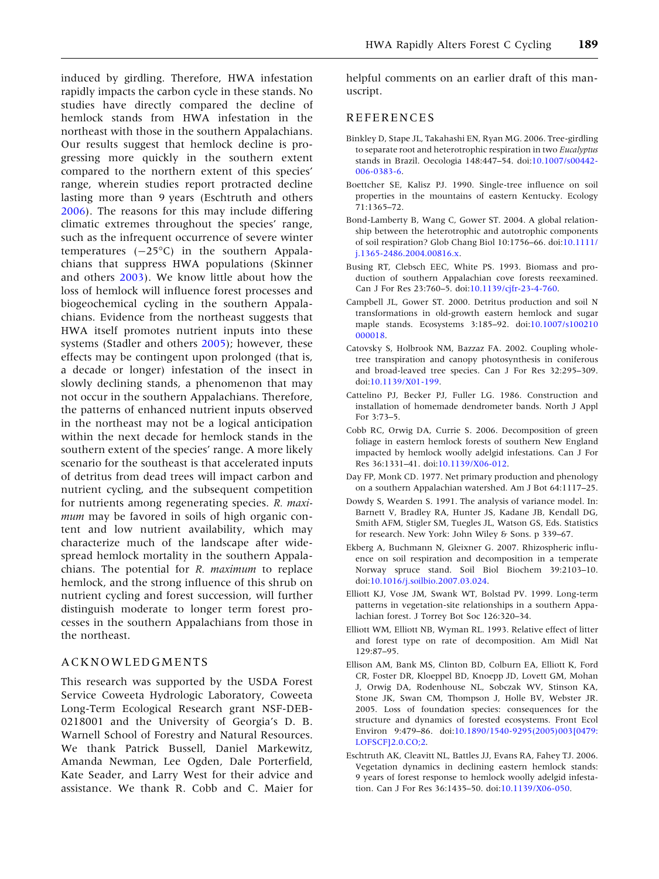induced by girdling. Therefore, HWA infestation rapidly impacts the carbon cycle in these stands. No studies have directly compared the decline of hemlock stands from HWA infestation in the northeast with those in the southern Appalachians. Our results suggest that hemlock decline is progressing more quickly in the southern extent compared to the northern extent of this species' range, wherein studies report protracted decline lasting more than 9 years (Eschtruth and others 2006). The reasons for this may include differing climatic extremes throughout the species' range, such as the infrequent occurrence of severe winter temperatures (−25°C) in the southern Appalachians that suppress HWA populations (Skinner and others 2003). We know little about how the loss of hemlock will influence forest processes and biogeochemical cycling in the southern Appalachians. Evidence from the northeast suggests that HWA itself promotes nutrient inputs into these systems (Stadler and others 2005); however, these effects may be contingent upon prolonged (that is, a decade or longer) infestation of the insect in slowly declining stands, a phenomenon that may not occur in the southern Appalachians. Therefore, the patterns of enhanced nutrient inputs observed in the northeast may not be a logical anticipation within the next decade for hemlock stands in the southern extent of the species' range. A more likely scenario for the southeast is that accelerated inputs of detritus from dead trees will impact carbon and nutrient cycling, and the subsequent competition for nutrients among regenerating species. *R. maximum* may be favored in soils of high organic content and low nutrient availability, which may characterize much of the landscape after widespread hemlock mortality in the southern Appalachians. The potential for *R. maximum* to replace hemlock, and the strong influence of this shrub on nutrient cycling and forest succession, will further distinguish moderate to longer term forest processes in the southern Appalachians from those in the northeast.

## ACKNOWLEDGMENTS

This research was supported by the USDA Forest Service Coweeta Hydrologic Laboratory, Coweeta Long-Term Ecological Research grant NSF-DEB-0218001 and the University of Georgia's D. B. Warnell School of Forestry and Natural Resources. We thank Patrick Bussell, Daniel Markewitz, Amanda Newman, Lee Ogden, Dale Porterfield, Kate Seader, and Larry West for their advice and assistance. We thank R. Cobb and C. Maier for helpful comments on an earlier draft of this manuscript.

## REFERENCES

Binkley D, Stape JL, Takahashi EN, Ryan MG. 2006. Tree-girdling to separate root and heterotrophic respiration in two *Eucalyptus* stands in Brazil. Oecologia 148:447–54. doi:10.1007/s00442-006-0383-6.

Boettcher SE, Kalisz PJ. 1990. Single-tree influence on soil properties in the mountains of eastern Kentucky. Ecology 71:1365–72.

Bond-Lamberty B, Wang C, Gower ST. 2004. A global relationship between the heterotrophic and autotrophic components of soil respiration? Glob Chang Biol 10:1756–66. doi:10.1111/j.1365-2486.2004.00816.x.

Busing RT, Clebsch EEC, White PS. 1993. Biomass and production of southern Appalachian cove forests reexamined. Can J For Res 23:760–5. doi:10.1139/cjfr-23-4-760.

Campbell JL, Gower ST. 2000. Detritus production and soil N transformations in old-growth eastern hemlock and sugar maple stands. Ecosystems 3:185–92. doi:10.1007/s100210000018.

Catovsky S, Holbrook NM, Bazzaz FA. 2002. Coupling whole-tree transpiration and canopy photosynthesis in coniferous and broad-leaved tree species. Can J For Res 32:295–309. doi:10.1139/X01-199.

Cattelino PJ, Becker PJ, Fuller LG. 1986. Construction and installation of homemade dendrometer bands. North J Appl For 3:73–5.

Cobb RC, Orwig DA, Currie S. 2006. Decomposition of green foliage in eastern hemlock forests of southern New England impacted by hemlock woolly adelgid infestations. Can J For Res 36:1331–41. doi:10.1139/X06-012.

Day FP, Monk CD. 1977. Net primary production and phenology on a southern Appalachian watershed. Am J Bot 64:1117–25.

Dowdy S, Wearden S. 1991. The analysis of variance model. In: Barnett V, Bradley RA, Hunter JS, Kadane JB, Kendall DG, Smith AFM, Stigler SM, Tuegles JL, Watson GS, Eds. Statistics for research. New York: John Wiley & Sons. p 339–67.

Ekberg A, Buchmann N, Gleixner G. 2007. Rhizospheric influence on soil respiration and decomposition in a temperate Norway spruce stand. Soil Biol Biochem 39:2103–10. doi:10.1016/j.soilbio.2007.03.024.

Elliott KJ, Vose JM, Swank WT, Bolstad PV. 1999. Long-term patterns in vegetation-site relationships in a southern Appalachian forest. J Torrey Bot Soc 126:320–34.

Elliott WM, Elliott NB, Wyman RL. 1993. Relative effect of litter and forest type on rate of decomposition. Am Midl Nat 129:87–95.

Ellison AM, Bank MS, Clinton BD, Colburn EA, Elliott K, Ford CR, Foster DR, Kloeppel BD, Knoepp JD, Lovett GM, Mohan J, Orwig DA, Rodenhouse NL, Sobczak WV, Stinson KA, Stone JK, Swan CM, Thompson J, Holle BV, Webster JR. 2005. Loss of foundation species: consequences for the structure and dynamics of forested ecosystems. Front Ecol Environ 9:479–86. doi:10.1890/1540-9295(2005)003[0479:LOFSCF]2.0.CO;2.

Eschtruth AK, Cleavitt NL, Battles JJ, Evans RA, Fahey TJ. 2006. Vegetation dynamics in declining eastern hemlock stands: 9 years of forest response to hemlock woolly adelgid infestation. Can J For Res 36:1435–50. doi:10.1139/X06-050.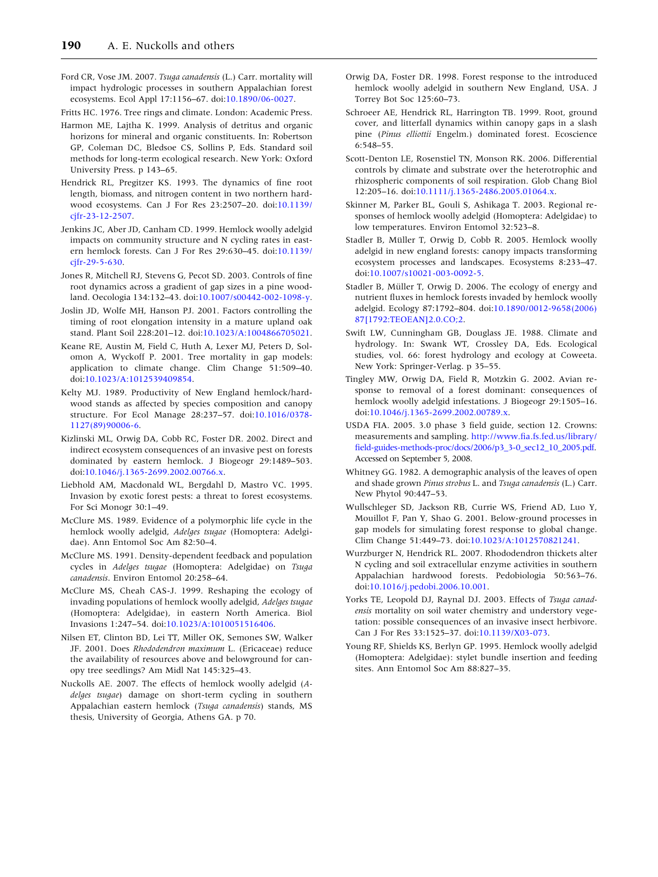Ford CR, Vose JM. 2007. *Tsuga canadensis* (L.) Carr. mortality will impact hydrologic processes in southern Appalachian forest ecosystems. Ecol Appl 17:1156–67. doi:10.1890/06-0027.

Fritts HC. 1976. Tree rings and climate. London: Academic Press.

Harmon ME, Lajtha K. 1999. Analysis of detritus and organic horizons for mineral and organic constituents. In: Robertson GP, Coleman DC, Bledsoe CS, Sollins P, Eds. Standard soil methods for long-term ecological research. New York: Oxford University Press. p 143–65.

Hendrick RL, Pregitzer KS. 1993. The dynamics of fine root length, biomass, and nitrogen content in two northern hardwood ecosystems. Can J For Res 23:2507–20. doi:10.1139/cjfr-23-12-2507.

Jenkins JC, Aber JD, Canham CD. 1999. Hemlock woolly adelgid impacts on community structure and N cycling rates in eastern hemlock forests. Can J For Res 29:630–45. doi:10.1139/cjfr-29-5-630.

Jones R, Mitchell RJ, Stevens G, Pecot SD. 2003. Controls of fine root dynamics across a gradient of gap sizes in a pine woodland. Oecologia 134:132–43. doi:10.1007/s00442-002-1098-y.

Joslin JD, Wolfe MH, Hanson PJ. 2001. Factors controlling the timing of root elongation intensity in a mature upland oak stand. Plant Soil 228:201–12. doi:10.1023/A:1004866705021.

Keane RE, Austin M, Field C, Huth A, Lexer MJ, Peters D, Solomon A, Wyckoff P. 2001. Tree mortality in gap models: application to climate change. Clim Change 51:509–40. doi:10.1023/A:1012539409854.

Kelty MJ. 1989. Productivity of New England hemlock/hardwood stands as affected by species composition and canopy structure. For Ecol Manage 28:237–57. doi:10.1016/0378-1127(89)90006-6.

Kizlinski ML, Orwig DA, Cobb RC, Foster DR. 2002. Direct and indirect ecosystem consequences of an invasive pest on forests dominated by eastern hemlock. J Biogeogr 29:1489–503. doi:10.1046/j.1365-2699.2002.00766.x.

Liebhold AM, Macdonald WL, Bergdahl D, Mastro VC. 1995. Invasion by exotic forest pests: a threat to forest ecosystems. For Sci Monogr 30:1–49.

McClure MS. 1989. Evidence of a polymorphic life cycle in the hemlock woolly adelgid, *Adelges tsugae* (Homoptera: Adelgidae). Ann Entomol Soc Am 82:50–4.

McClure MS. 1991. Density-dependent feedback and population cycles in *Adelges tsugae* (Homoptera: Adelgidae) on *Tsuga canadensis*. Environ Entomol 20:258–64.

McClure MS, Cheah CAS-J. 1999. Reshaping the ecology of invading populations of hemlock woolly adelgid, *Adelges tsugae* (Homoptera: Adelgidae), in eastern North America. Biol Invasions 1:247–54. doi:10.1023/A:1010051516406.

Nilsen ET, Clinton BD, Lei TT, Miller OK, Semones SW, Walker JF. 2001. Does *Rhododendron maximum* L. (Ericaceae) reduce the availability of resources above and belowground for canopy tree seedlings? Am Midl Nat 145:325–43.

Nuckolls AE. 2007. The effects of hemlock woolly adelgid (*Adelges tsugae*) damage on short-term cycling in southern Appalachian eastern hemlock (*Tsuga canadensis*) stands, MS thesis, University of Georgia, Athens GA. p 70.

Orwig DA, Foster DR. 1998. Forest response to the introduced hemlock woolly adelgid in southern New England, USA. J Torrey Bot Soc 125:60–73.

Schroeer AE, Hendrick RL, Harrington TB. 1999. Root, ground cover, and litterfall dynamics within canopy gaps in a slash pine (*Pinus elliottii* Engelm.) dominated forest. Ecoscience 6:548–55.

Scott-Denton LE, Rosenstiel TN, Monson RK. 2006. Differential controls by climate and substrate over the heterotrophic and rhizospheric components of soil respiration. Glob Chang Biol 12:205–16. doi:10.1111/j.1365-2486.2005.01064.x.

Skinner M, Parker BL, Gouli S, Ashikaga T. 2003. Regional responses of hemlock woolly adelgid (Homoptera: Adelgidae) to low temperatures. Environ Entomol 32:523–8.

Stadler B, Müller T, Orwig D, Cobb R. 2005. Hemlock woolly adelgid in new england forests: canopy impacts transforming ecosystem processes and landscapes. Ecosystems 8:233–47. doi:10.1007/s10021-003-0092-5.

Stadler B, Müller T, Orwig D. 2006. The ecology of energy and nutrient fluxes in hemlock forests invaded by hemlock woolly adelgid. Ecology 87:1792–804. doi:10.1890/0012-9658(2006)87[1792:TEOEAN]2.0.CO;2.

Swift LW, Cunningham GB, Douglass JE. 1988. Climate and hydrology. In: Swank WT, Crossley DA, Eds. Ecological studies, vol. 66: forest hydrology and ecology at Coweeta. New York: Springer-Verlag. p 35–55.

Tingley MW, Orwig DA, Field R, Motzkin G. 2002. Avian response to removal of a forest dominant: consequences of hemlock woolly adelgid infestations. J Biogeogr 29:1505–16. doi:10.1046/j.1365-2699.2002.00789.x.

USDA FIA. 2005. 3.0 phase 3 field guide, section 12. Crowns: measurements and sampling. http://www.fia.fs.fed.us/library/field-guides-methods-proc/docs/2006/p3_3-0_sec12_10_2005.pdf. Accessed on September 5, 2008.

Whitney GG. 1982. A demographic analysis of the leaves of open and shade grown *Pinus strobus* L. and *Tsuga canadensis* (L.) Carr. New Phytol 90:447–53.

Wullschleger SD, Jackson RB, Currie WS, Friend AD, Luo Y, Mouillot F, Pan Y, Shao G. 2001. Below-ground processes in gap models for simulating forest response to global change. Clim Change 51:449–73. doi:10.1023/A:1012570821241.

Wurzburger N, Hendrick RL. 2007. Rhododendron thickets alter N cycling and soil extracellular enzyme activities in southern Appalachian hardwood forests. Pedobiologia 50:563–76. doi:10.1016/j.pedobi.2006.10.001.

Yorks TE, Leopold DJ, Raynal DJ. 2003. Effects of *Tsuga canadensis* mortality on soil water chemistry and understory vegetation: possible consequences of an invasive insect herbivore. Can J For Res 33:1525–37. doi:10.1139/X03-073.

Young RF, Shields KS, Berlyn GP. 1995. Hemlock woolly adelgid (Homoptera: Adelgidae): stylet bundle insertion and feeding sites. Ann Entomol Soc Am 88:827–35.